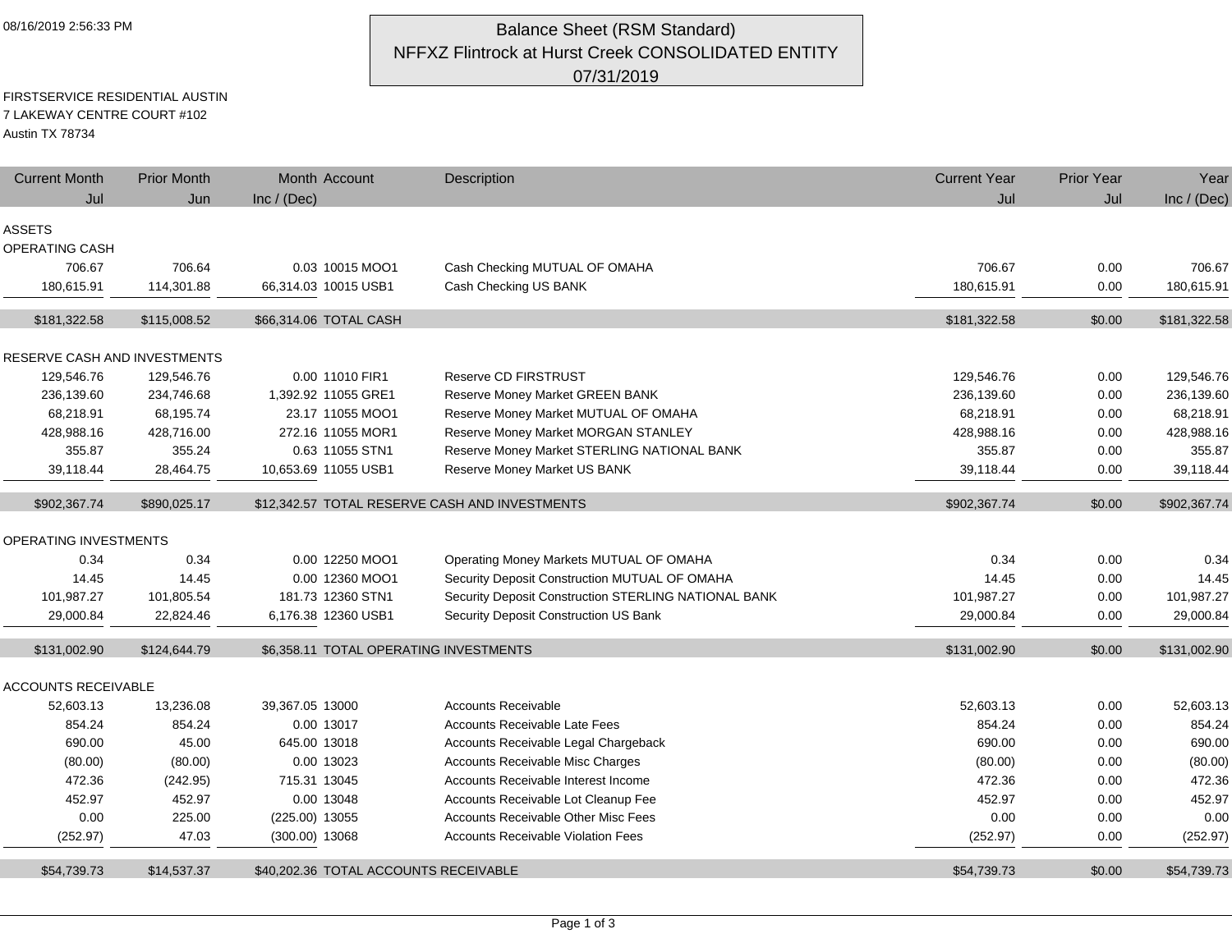08/16/2019 2:56:33 PM

# Balance Sheet (RSM Standard)
## NFFXZ Flintrock at Hurst Creek CONSOLIDATED ENTITY
## 07/31/2019

FIRSTSERVICE RESIDENTIAL AUSTIN
7 LAKEWAY CENTRE COURT #102
Austin TX 78734

| Current Month Jul | Prior Month Jun | Month Inc / (Dec) | Account | Description | Current Year Jul | Prior Year Jul | Year Inc / (Dec) |
|---|---|---|---|---|---|---|---|
| **ASSETS** | | | | | | | |
| **OPERATING CASH** | | | | | | | |
| 706.67 | 706.64 | 0.03 | 10015 MOO1 | Cash Checking MUTUAL OF OMAHA | 706.67 | 0.00 | 706.67 |
| 180,615.91 | 114,301.88 | 66,314.03 | 10015 USB1 | Cash Checking US BANK | 180,615.91 | 0.00 | 180,615.91 |
| $181,322.58 | $115,008.52 | $66,314.06 | TOTAL CASH | | $181,322.58 | $0.00 | $181,322.58 |
| **RESERVE CASH AND INVESTMENTS** | | | | | | | |
| 129,546.76 | 129,546.76 | 0.00 | 11010 FIR1 | Reserve CD FIRSTRUST | 129,546.76 | 0.00 | 129,546.76 |
| 236,139.60 | 234,746.68 | 1,392.92 | 11055 GRE1 | Reserve Money Market GREEN BANK | 236,139.60 | 0.00 | 236,139.60 |
| 68,218.91 | 68,195.74 | 23.17 | 11055 MOO1 | Reserve Money Market MUTUAL OF OMAHA | 68,218.91 | 0.00 | 68,218.91 |
| 428,988.16 | 428,716.00 | 272.16 | 11055 MOR1 | Reserve Money Market MORGAN STANLEY | 428,988.16 | 0.00 | 428,988.16 |
| 355.87 | 355.24 | 0.63 | 11055 STN1 | Reserve Money Market STERLING NATIONAL BANK | 355.87 | 0.00 | 355.87 |
| 39,118.44 | 28,464.75 | 10,653.69 | 11055 USB1 | Reserve Money Market US BANK | 39,118.44 | 0.00 | 39,118.44 |
| $902,367.74 | $890,025.17 | $12,342.57 | TOTAL RESERVE CASH AND INVESTMENTS | | $902,367.74 | $0.00 | $902,367.74 |
| **OPERATING INVESTMENTS** | | | | | | | |
| 0.34 | 0.34 | 0.00 | 12250 MOO1 | Operating Money Markets MUTUAL OF OMAHA | 0.34 | 0.00 | 0.34 |
| 14.45 | 14.45 | 0.00 | 12360 MOO1 | Security Deposit Construction MUTUAL OF OMAHA | 14.45 | 0.00 | 14.45 |
| 101,987.27 | 101,805.54 | 181.73 | 12360 STN1 | Security Deposit Construction STERLING NATIONAL BANK | 101,987.27 | 0.00 | 101,987.27 |
| 29,000.84 | 22,824.46 | 6,176.38 | 12360 USB1 | Security Deposit Construction US Bank | 29,000.84 | 0.00 | 29,000.84 |
| $131,002.90 | $124,644.79 | $6,358.11 | TOTAL OPERATING INVESTMENTS | | $131,002.90 | $0.00 | $131,002.90 |
| **ACCOUNTS RECEIVABLE** | | | | | | | |
| 52,603.13 | 13,236.08 | 39,367.05 | 13000 | Accounts Receivable | 52,603.13 | 0.00 | 52,603.13 |
| 854.24 | 854.24 | 0.00 | 13017 | Accounts Receivable Late Fees | 854.24 | 0.00 | 854.24 |
| 690.00 | 45.00 | 645.00 | 13018 | Accounts Receivable Legal Chargeback | 690.00 | 0.00 | 690.00 |
| (80.00) | (80.00) | 0.00 | 13023 | Accounts Receivable Misc Charges | (80.00) | 0.00 | (80.00) |
| 472.36 | (242.95) | 715.31 | 13045 | Accounts Receivable Interest Income | 472.36 | 0.00 | 472.36 |
| 452.97 | 452.97 | 0.00 | 13048 | Accounts Receivable Lot Cleanup Fee | 452.97 | 0.00 | 452.97 |
| 0.00 | 225.00 | (225.00) | 13055 | Accounts Receivable Other Misc Fees | 0.00 | 0.00 | 0.00 |
| (252.97) | 47.03 | (300.00) | 13068 | Accounts Receivable Violation Fees | (252.97) | 0.00 | (252.97) |
| $54,739.73 | $14,537.37 | $40,202.36 | TOTAL ACCOUNTS RECEIVABLE | | $54,739.73 | $0.00 | $54,739.73 |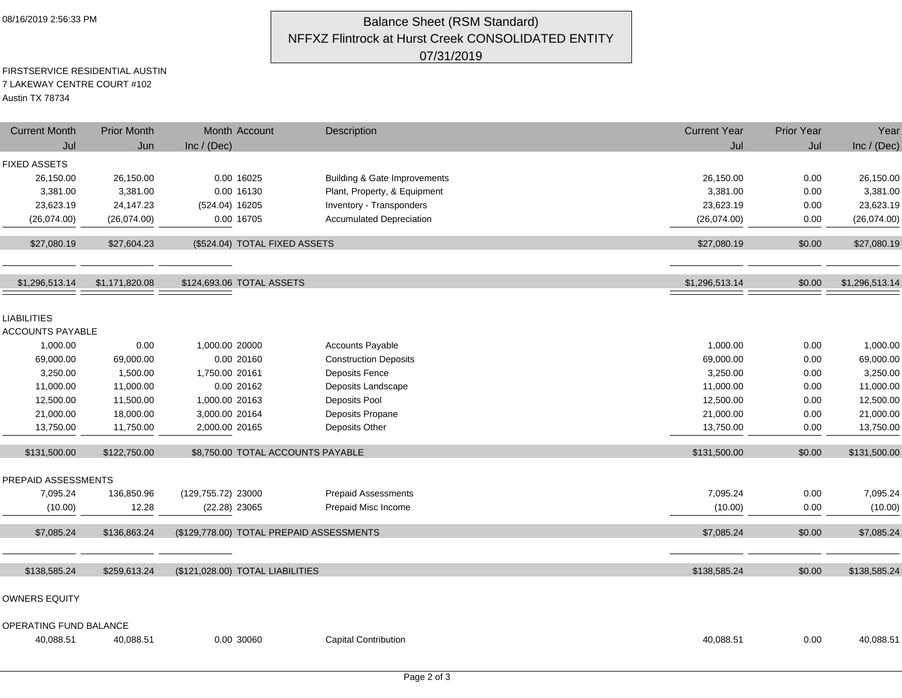08/16/2019 2:56:33 PM

# Balance Sheet (RSM Standard)
## NFFXZ Flintrock at Hurst Creek CONSOLIDATED ENTITY
## 07/31/2019

FIRSTSERVICE RESIDENTIAL AUSTIN
7 LAKEWAY CENTRE COURT #102
Austin TX 78734

| Current Month Jul | Prior Month Jun | Month Inc / (Dec) | Account | Description | Current Year Jul | Prior Year Jul | Year Inc / (Dec) |
|---|---|---|---|---|---|---|---|
| **FIXED ASSETS** | | | | | | | |
| 26,150.00 | 26,150.00 | 0.00 | 16025 | Building & Gate Improvements | 26,150.00 | 0.00 | 26,150.00 |
| 3,381.00 | 3,381.00 | 0.00 | 16130 | Plant, Property, & Equipment | 3,381.00 | 0.00 | 3,381.00 |
| 23,623.19 | 24,147.23 | (524.04) | 16205 | Inventory - Transponders | 23,623.19 | 0.00 | 23,623.19 |
| (26,074.00) | (26,074.00) | 0.00 | 16705 | Accumulated Depreciation | (26,074.00) | 0.00 | (26,074.00) |
| $27,080.19 | $27,604.23 | ($524.04) | TOTAL FIXED ASSETS | | $27,080.19 | $0.00 | $27,080.19 |
| $1,296,513.14 | $1,171,820.08 | $124,693.06 | TOTAL ASSETS | | $1,296,513.14 | $0.00 | $1,296,513.14 |
| **LIABILITIES** | | | | | | | |
| **ACCOUNTS PAYABLE** | | | | | | | |
| 1,000.00 | 0.00 | 1,000.00 | 20000 | Accounts Payable | 1,000.00 | 0.00 | 1,000.00 |
| 69,000.00 | 69,000.00 | 0.00 | 20160 | Construction Deposits | 69,000.00 | 0.00 | 69,000.00 |
| 3,250.00 | 1,500.00 | 1,750.00 | 20161 | Deposits Fence | 3,250.00 | 0.00 | 3,250.00 |
| 11,000.00 | 11,000.00 | 0.00 | 20162 | Deposits Landscape | 11,000.00 | 0.00 | 11,000.00 |
| 12,500.00 | 11,500.00 | 1,000.00 | 20163 | Deposits Pool | 12,500.00 | 0.00 | 12,500.00 |
| 21,000.00 | 18,000.00 | 3,000.00 | 20164 | Deposits Propane | 21,000.00 | 0.00 | 21,000.00 |
| 13,750.00 | 11,750.00 | 2,000.00 | 20165 | Deposits Other | 13,750.00 | 0.00 | 13,750.00 |
| $131,500.00 | $122,750.00 | $8,750.00 | TOTAL ACCOUNTS PAYABLE | | $131,500.00 | $0.00 | $131,500.00 |
| **PREPAID ASSESSMENTS** | | | | | | | |
| 7,095.24 | 136,850.96 | (129,755.72) | 23000 | Prepaid Assessments | 7,095.24 | 0.00 | 7,095.24 |
| (10.00) | 12.28 | (22.28) | 23065 | Prepaid Misc Income | (10.00) | 0.00 | (10.00) |
| $7,085.24 | $136,863.24 | ($129,778.00) | TOTAL PREPAID ASSESSMENTS | | $7,085.24 | $0.00 | $7,085.24 |
| $138,585.24 | $259,613.24 | ($121,028.00) | TOTAL LIABILITIES | | $138,585.24 | $0.00 | $138,585.24 |
| **OWNERS EQUITY** | | | | | | | |
| **OPERATING FUND BALANCE** | | | | | | | |
| 40,088.51 | 40,088.51 | 0.00 | 30060 | Capital Contribution | 40,088.51 | 0.00 | 40,088.51 |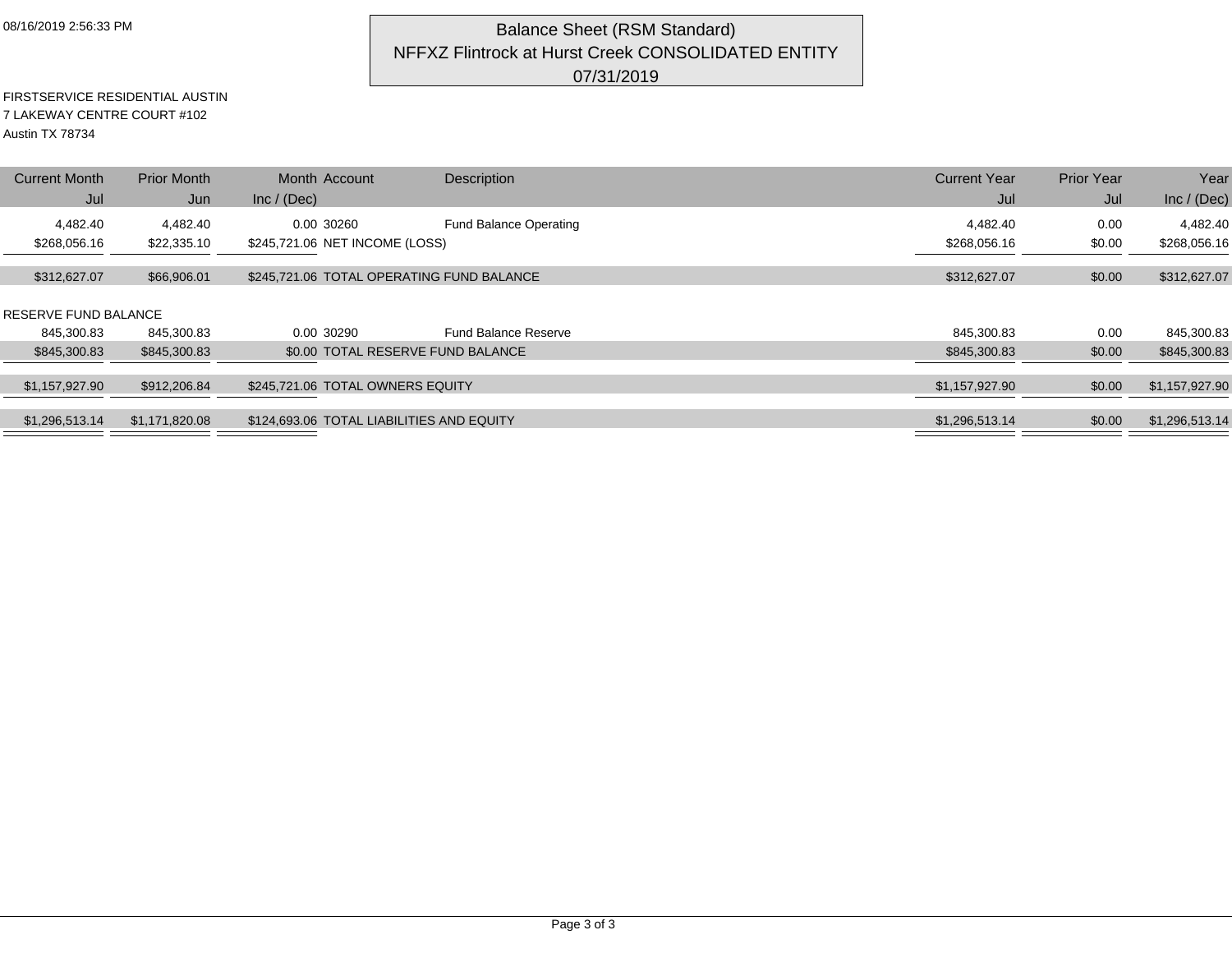08/16/2019 2:56:33 PM

# Balance Sheet (RSM Standard)
## NFFXZ Flintrock at Hurst Creek CONSOLIDATED ENTITY
## 07/31/2019

FIRSTSERVICE RESIDENTIAL AUSTIN
7 LAKEWAY CENTRE COURT #102
Austin TX 78734

| Current Month Jul | Prior Month Jun | Month Inc / (Dec) | Account | Description | Current Year Jul | Prior Year Jul | Year Inc / (Dec) |
|---|---|---|---|---|---|---|---|
| 4,482.40 | 4,482.40 | 0.00 | 30260 | Fund Balance Operating | 4,482.40 | 0.00 | 4,482.40 |
| $268,056.16 | $22,335.10 | $245,721.06 | NET INCOME (LOSS) | | $268,056.16 | $0.00 | $268,056.16 |
| $312,627.07 | $66,906.01 | $245,721.06 | TOTAL OPERATING FUND BALANCE | | $312,627.07 | $0.00 | $312,627.07 |
| RESERVE FUND BALANCE | | | | | | | |
| 845,300.83 | 845,300.83 | 0.00 | 30290 | Fund Balance Reserve | 845,300.83 | 0.00 | 845,300.83 |
| $845,300.83 | $845,300.83 | $0.00 | TOTAL RESERVE FUND BALANCE | | $845,300.83 | $0.00 | $845,300.83 |
| $1,157,927.90 | $912,206.84 | $245,721.06 | TOTAL OWNERS EQUITY | | $1,157,927.90 | $0.00 | $1,157,927.90 |
| $1,296,513.14 | $1,171,820.08 | $124,693.06 | TOTAL LIABILITIES AND EQUITY | | $1,296,513.14 | $0.00 | $1,296,513.14 |